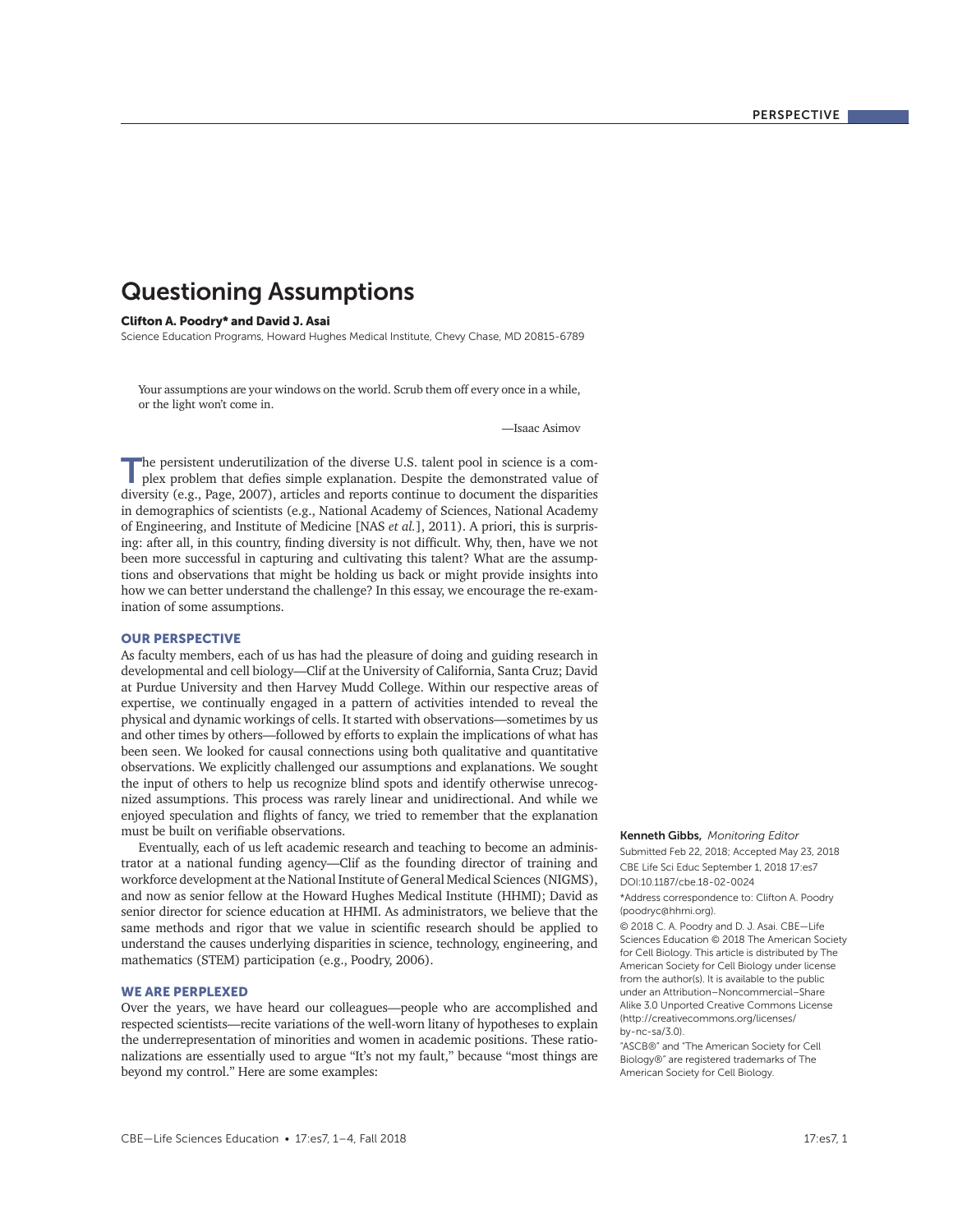# Questioning Assumptions

**Clifton A. Poodry* and David J. Asai**

Science Education Programs, Howard Hughes Medical Institute, Chevy Chase, MD 20815-6789

> Your assumptions are your windows on the world. Scrub them off every once in a while, or the light won't come in.
>
> —Isaac Asimov

The persistent underutilization of the diverse U.S. talent pool in science is a complex problem that defies simple explanation. Despite the demonstrated value of diversity (e.g., Page, 2007), articles and reports continue to document the disparities in demographics of scientists (e.g., National Academy of Sciences, National Academy of Engineering, and Institute of Medicine [NAS *et al.*], 2011). A priori, this is surprising: after all, in this country, finding diversity is not difficult. Why, then, have we not been more successful in capturing and cultivating this talent? What are the assumptions and observations that might be holding us back or might provide insights into how we can better understand the challenge? In this essay, we encourage the re-examination of some assumptions.

## OUR PERSPECTIVE

As faculty members, each of us has had the pleasure of doing and guiding research in developmental and cell biology—Clif at the University of California, Santa Cruz; David at Purdue University and then Harvey Mudd College. Within our respective areas of expertise, we continually engaged in a pattern of activities intended to reveal the physical and dynamic workings of cells. It started with observations—sometimes by us and other times by others—followed by efforts to explain the implications of what has been seen. We looked for causal connections using both qualitative and quantitative observations. We explicitly challenged our assumptions and explanations. We sought the input of others to help us recognize blind spots and identify otherwise unrecognized assumptions. This process was rarely linear and unidirectional. And while we enjoyed speculation and flights of fancy, we tried to remember that the explanation must be built on verifiable observations.

Eventually, each of us left academic research and teaching to become an administrator at a national funding agency—Clif as the founding director of training and workforce development at the National Institute of General Medical Sciences (NIGMS), and now as senior fellow at the Howard Hughes Medical Institute (HHMI); David as senior director for science education at HHMI. As administrators, we believe that the same methods and rigor that we value in scientific research should be applied to understand the causes underlying disparities in science, technology, engineering, and mathematics (STEM) participation (e.g., Poodry, 2006).

## WE ARE PERPLEXED

Over the years, we have heard our colleagues—people who are accomplished and respected scientists—recite variations of the well-worn litany of hypotheses to explain the underrepresentation of minorities and women in academic positions. These rationalizations are essentially used to argue "It's not my fault," because "most things are beyond my control." Here are some examples:

**Kenneth Gibbs,** *Monitoring Editor*

Submitted Feb 22, 2018; Accepted May 23, 2018

CBE Life Sci Educ September 1, 2018 17:es7

DOI:10.1187/cbe.18-02-0024

*Address correspondence to: Clifton A. Poodry (poodryc@hhmi.org).

© 2018 C. A. Poodry and D. J. Asai. CBE—Life Sciences Education © 2018 The American Society for Cell Biology. This article is distributed by The American Society for Cell Biology under license from the author(s). It is available to the public under an Attribution–Noncommercial–Share Alike 3.0 Unported Creative Commons License (http://creativecommons.org/licenses/by-nc-sa/3.0).

"ASCB®" and "The American Society for Cell Biology®" are registered trademarks of The American Society for Cell Biology.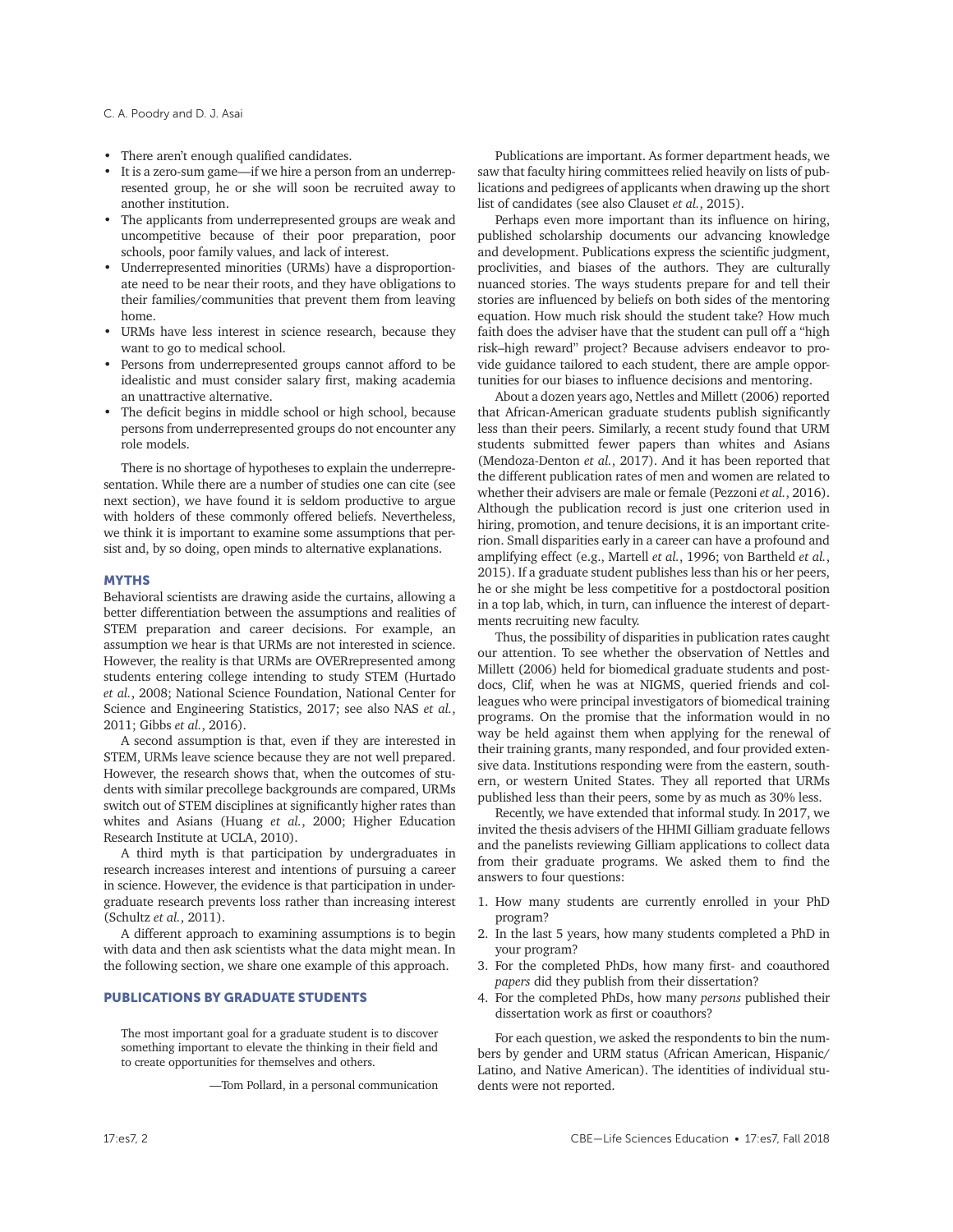- There aren't enough qualified candidates.
- It is a zero-sum game—if we hire a person from an underrepresented group, he or she will soon be recruited away to another institution.
- The applicants from underrepresented groups are weak and uncompetitive because of their poor preparation, poor schools, poor family values, and lack of interest.
- Underrepresented minorities (URMs) have a disproportionate need to be near their roots, and they have obligations to their families/communities that prevent them from leaving home.
- URMs have less interest in science research, because they want to go to medical school.
- Persons from underrepresented groups cannot afford to be idealistic and must consider salary first, making academia an unattractive alternative.
- The deficit begins in middle school or high school, because persons from underrepresented groups do not encounter any role models.

There is no shortage of hypotheses to explain the underrepresentation. While there are a number of studies one can cite (see next section), we have found it is seldom productive to argue with holders of these commonly offered beliefs. Nevertheless, we think it is important to examine some assumptions that persist and, by so doing, open minds to alternative explanations.

## MYTHS

Behavioral scientists are drawing aside the curtains, allowing a better differentiation between the assumptions and realities of STEM preparation and career decisions. For example, an assumption we hear is that URMs are not interested in science. However, the reality is that URMs are OVERrepresented among students entering college intending to study STEM (Hurtado *et al.*, 2008; National Science Foundation, National Center for Science and Engineering Statistics, 2017; see also NAS *et al.*, 2011; Gibbs *et al.*, 2016).

A second assumption is that, even if they are interested in STEM, URMs leave science because they are not well prepared. However, the research shows that, when the outcomes of students with similar precollege backgrounds are compared, URMs switch out of STEM disciplines at significantly higher rates than whites and Asians (Huang *et al.*, 2000; Higher Education Research Institute at UCLA, 2010).

A third myth is that participation by undergraduates in research increases interest and intentions of pursuing a career in science. However, the evidence is that participation in undergraduate research prevents loss rather than increasing interest (Schultz *et al.*, 2011).

A different approach to examining assumptions is to begin with data and then ask scientists what the data might mean. In the following section, we share one example of this approach.

## PUBLICATIONS BY GRADUATE STUDENTS

> The most important goal for a graduate student is to discover something important to elevate the thinking in their field and to create opportunities for themselves and others.
>
> —Tom Pollard, in a personal communication

Publications are important. As former department heads, we saw that faculty hiring committees relied heavily on lists of publications and pedigrees of applicants when drawing up the short list of candidates (see also Clauset *et al.*, 2015).

Perhaps even more important than its influence on hiring, published scholarship documents our advancing knowledge and development. Publications express the scientific judgment, proclivities, and biases of the authors. They are culturally nuanced stories. The ways students prepare for and tell their stories are influenced by beliefs on both sides of the mentoring equation. How much risk should the student take? How much faith does the adviser have that the student can pull off a "high risk–high reward" project? Because advisers endeavor to provide guidance tailored to each student, there are ample opportunities for our biases to influence decisions and mentoring.

About a dozen years ago, Nettles and Millett (2006) reported that African-American graduate students publish significantly less than their peers. Similarly, a recent study found that URM students submitted fewer papers than whites and Asians (Mendoza-Denton *et al.*, 2017). And it has been reported that the different publication rates of men and women are related to whether their advisers are male or female (Pezzoni *et al.*, 2016). Although the publication record is just one criterion used in hiring, promotion, and tenure decisions, it is an important criterion. Small disparities early in a career can have a profound and amplifying effect (e.g., Martell *et al.*, 1996; von Bartheld *et al.*, 2015). If a graduate student publishes less than his or her peers, he or she might be less competitive for a postdoctoral position in a top lab, which, in turn, can influence the interest of departments recruiting new faculty.

Thus, the possibility of disparities in publication rates caught our attention. To see whether the observation of Nettles and Millett (2006) held for biomedical graduate students and postdocs, Clif, when he was at NIGMS, queried friends and colleagues who were principal investigators of biomedical training programs. On the promise that the information would in no way be held against them when applying for the renewal of their training grants, many responded, and four provided extensive data. Institutions responding were from the eastern, southern, or western United States. They all reported that URMs published less than their peers, some by as much as 30% less.

Recently, we have extended that informal study. In 2017, we invited the thesis advisers of the HHMI Gilliam graduate fellows and the panelists reviewing Gilliam applications to collect data from their graduate programs. We asked them to find the answers to four questions:

1. How many students are currently enrolled in your PhD program?
2. In the last 5 years, how many students completed a PhD in your program?
3. For the completed PhDs, how many first- and coauthored *papers* did they publish from their dissertation?
4. For the completed PhDs, how many *persons* published their dissertation work as first or coauthors?

For each question, we asked the respondents to bin the numbers by gender and URM status (African American, Hispanic/Latino, and Native American). The identities of individual students were not reported.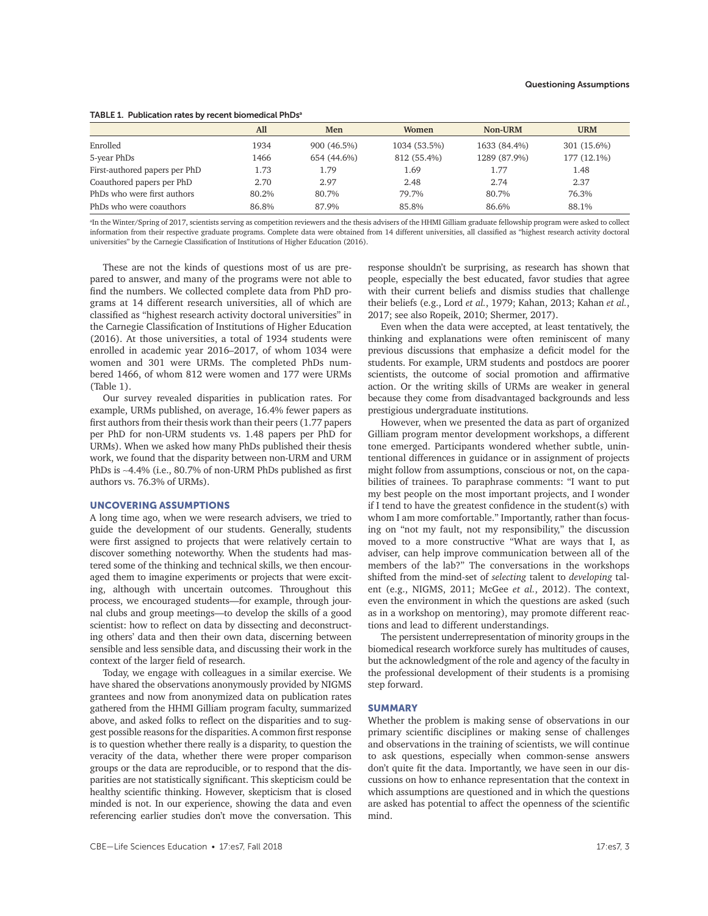TABLE 1. Publication rates by recent biomedical PhDs[a]

| | All | Men | Women | Non-URM | URM |
|---|---|---|---|---|---|
| Enrolled | 1934 | 900 (46.5%) | 1034 (53.5%) | 1633 (84.4%) | 301 (15.6%) |
| 5-year PhDs | 1466 | 654 (44.6%) | 812 (55.4%) | 1289 (87.9%) | 177 (12.1%) |
| First-authored papers per PhD | 1.73 | 1.79 | 1.69 | 1.77 | 1.48 |
| Coauthored papers per PhD | 2.70 | 2.97 | 2.48 | 2.74 | 2.37 |
| PhDs who were first authors | 80.2% | 80.7% | 79.7% | 80.7% | 76.3% |
| PhDs who were coauthors | 86.8% | 87.9% | 85.8% | 86.6% | 88.1% |

[a]In the Winter/Spring of 2017, scientists serving as competition reviewers and the thesis advisers of the HHMI Gilliam graduate fellowship program were asked to collect information from their respective graduate programs. Complete data were obtained from 14 different universities, all classified as "highest research activity doctoral universities" by the Carnegie Classification of Institutions of Higher Education (2016).

These are not the kinds of questions most of us are prepared to answer, and many of the programs were not able to find the numbers. We collected complete data from PhD programs at 14 different research universities, all of which are classified as "highest research activity doctoral universities" in the Carnegie Classification of Institutions of Higher Education (2016). At those universities, a total of 1934 students were enrolled in academic year 2016–2017, of whom 1034 were women and 301 were URMs. The completed PhDs numbered 1466, of whom 812 were women and 177 were URMs (Table 1).

Our survey revealed disparities in publication rates. For example, URMs published, on average, 16.4% fewer papers as first authors from their thesis work than their peers (1.77 papers per PhD for non-URM students vs. 1.48 papers per PhD for URMs). When we asked how many PhDs published their thesis work, we found that the disparity between non-URM and URM PhDs is ~4.4% (i.e., 80.7% of non-URM PhDs published as first authors vs. 76.3% of URMs).

## UNCOVERING ASSUMPTIONS

A long time ago, when we were research advisers, we tried to guide the development of our students. Generally, students were first assigned to projects that were relatively certain to discover something noteworthy. When the students had mastered some of the thinking and technical skills, we then encouraged them to imagine experiments or projects that were exciting, although with uncertain outcomes. Throughout this process, we encouraged students—for example, through journal clubs and group meetings—to develop the skills of a good scientist: how to reflect on data by dissecting and deconstructing others' data and then their own data, discerning between sensible and less sensible data, and discussing their work in the context of the larger field of research.

Today, we engage with colleagues in a similar exercise. We have shared the observations anonymously provided by NIGMS grantees and now from anonymized data on publication rates gathered from the HHMI Gilliam program faculty, summarized above, and asked folks to reflect on the disparities and to suggest possible reasons for the disparities. A common first response is to question whether there really is a disparity, to question the veracity of the data, whether there were proper comparison groups or the data are reproducible, or to respond that the disparities are not statistically significant. This skepticism could be healthy scientific thinking. However, skepticism that is closed minded is not. In our experience, showing the data and even referencing earlier studies don't move the conversation. This response shouldn't be surprising, as research has shown that people, especially the best educated, favor studies that agree with their current beliefs and dismiss studies that challenge their beliefs (e.g., Lord *et al.*, 1979; Kahan, 2013; Kahan *et al.*, 2017; see also Ropeik, 2010; Shermer, 2017).

Even when the data were accepted, at least tentatively, the thinking and explanations were often reminiscent of many previous discussions that emphasize a deficit model for the students. For example, URM students and postdocs are poorer scientists, the outcome of social promotion and affirmative action. Or the writing skills of URMs are weaker in general because they come from disadvantaged backgrounds and less prestigious undergraduate institutions.

However, when we presented the data as part of organized Gilliam program mentor development workshops, a different tone emerged. Participants wondered whether subtle, unintentional differences in guidance or in assignment of projects might follow from assumptions, conscious or not, on the capabilities of trainees. To paraphrase comments: "I want to put my best people on the most important projects, and I wonder if I tend to have the greatest confidence in the student(s) with whom I am more comfortable." Importantly, rather than focusing on "not my fault, not my responsibility," the discussion moved to a more constructive "What are ways that I, as adviser, can help improve communication between all of the members of the lab?" The conversations in the workshops shifted from the mind-set of *selecting* talent to *developing* talent (e.g., NIGMS, 2011; McGee *et al.*, 2012). The context, even the environment in which the questions are asked (such as in a workshop on mentoring), may promote different reactions and lead to different understandings.

The persistent underrepresentation of minority groups in the biomedical research workforce surely has multitudes of causes, but the acknowledgment of the role and agency of the faculty in the professional development of their students is a promising step forward.

## SUMMARY

Whether the problem is making sense of observations in our primary scientific disciplines or making sense of challenges and observations in the training of scientists, we will continue to ask questions, especially when common-sense answers don't quite fit the data. Importantly, we have seen in our discussions on how to enhance representation that the context in which assumptions are questioned and in which the questions are asked has potential to affect the openness of the scientific mind.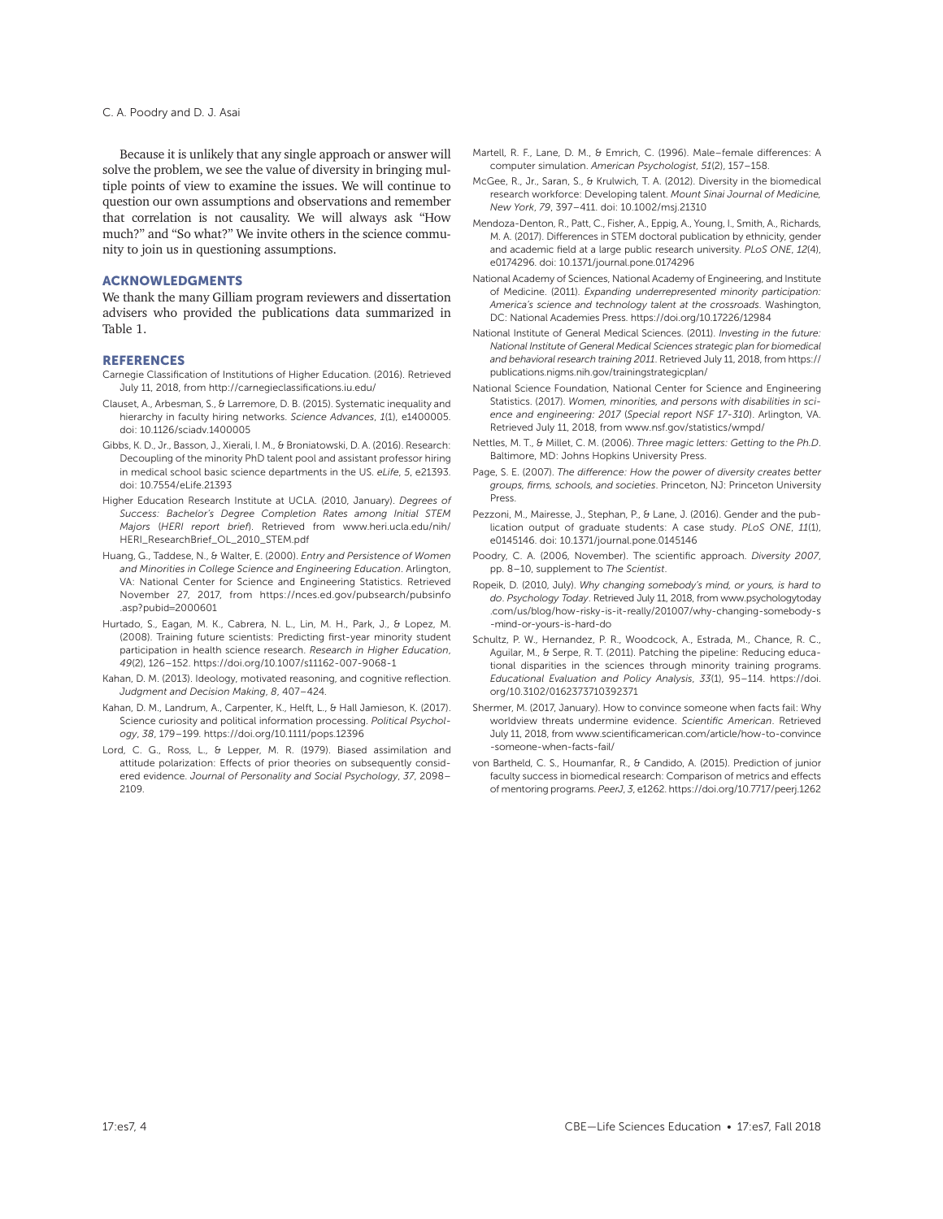Because it is unlikely that any single approach or answer will solve the problem, we see the value of diversity in bringing multiple points of view to examine the issues. We will continue to question our own assumptions and observations and remember that correlation is not causality. We will always ask "How much?" and "So what?" We invite others in the science community to join us in questioning assumptions.

## ACKNOWLEDGMENTS

We thank the many Gilliam program reviewers and dissertation advisers who provided the publications data summarized in Table 1.

## REFERENCES

Carnegie Classification of Institutions of Higher Education. (2016). Retrieved July 11, 2018, from http://carnegieclassifications.iu.edu/

Clauset, A., Arbesman, S., & Larremore, D. B. (2015). Systematic inequality and hierarchy in faculty hiring networks. *Science Advances*, *1*(1), e1400005. doi: 10.1126/sciadv.1400005

Gibbs, K. D., Jr., Basson, J., Xierali, I. M., & Broniatowski, D. A. (2016). Research: Decoupling of the minority PhD talent pool and assistant professor hiring in medical school basic science departments in the US. *eLife*, *5*, e21393. doi: 10.7554/eLife.21393

Higher Education Research Institute at UCLA. (2010, January). *Degrees of Success: Bachelor's Degree Completion Rates among Initial STEM Majors* (*HERI report brief*). Retrieved from www.heri.ucla.edu/nih/HERI_ResearchBrief_OL_2010_STEM.pdf

Huang, G., Taddese, N., & Walter, E. (2000). *Entry and Persistence of Women and Minorities in College Science and Engineering Education*. Arlington, VA: National Center for Science and Engineering Statistics. Retrieved November 27, 2017, from https://nces.ed.gov/pubsearch/pubsinfo.asp?pubid=2000601

Hurtado, S., Eagan, M. K., Cabrera, N. L., Lin, M. H., Park, J., & Lopez, M. (2008). Training future scientists: Predicting first-year minority student participation in health science research. *Research in Higher Education*, *49*(2), 126–152. https://doi.org/10.1007/s11162-007-9068-1

Kahan, D. M. (2013). Ideology, motivated reasoning, and cognitive reflection. *Judgment and Decision Making*, *8*, 407–424.

Kahan, D. M., Landrum, A., Carpenter, K., Helft, L., & Hall Jamieson, K. (2017). Science curiosity and political information processing. *Political Psychology*, *38*, 179–199. https://doi.org/10.1111/pops.12396

Lord, C. G., Ross, L., & Lepper, M. R. (1979). Biased assimilation and attitude polarization: Effects of prior theories on subsequently considered evidence. *Journal of Personality and Social Psychology*, *37*, 2098–2109.

Martell, R. F., Lane, D. M., & Emrich, C. (1996). Male–female differences: A computer simulation. *American Psychologist*, *51*(2), 157–158.

McGee, R., Jr., Saran, S., & Krulwich, T. A. (2012). Diversity in the biomedical research workforce: Developing talent. *Mount Sinai Journal of Medicine, New York*, *79*, 397–411. doi: 10.1002/msj.21310

Mendoza-Denton, R., Patt, C., Fisher, A., Eppig, A., Young, I., Smith, A., Richards, M. A. (2017). Differences in STEM doctoral publication by ethnicity, gender and academic field at a large public research university. *PLoS ONE*, *12*(4), e0174296. doi: 10.1371/journal.pone.0174296

National Academy of Sciences, National Academy of Engineering, and Institute of Medicine. (2011). *Expanding underrepresented minority participation: America's science and technology talent at the crossroads*. Washington, DC: National Academies Press. https://doi.org/10.17226/12984

National Institute of General Medical Sciences. (2011). *Investing in the future: National Institute of General Medical Sciences strategic plan for biomedical and behavioral research training 2011*. Retrieved July 11, 2018, from https://publications.nigms.nih.gov/trainingstrategicplan/

National Science Foundation, National Center for Science and Engineering Statistics. (2017). *Women, minorities, and persons with disabilities in science and engineering: 2017* (*Special report NSF 17-310*). Arlington, VA. Retrieved July 11, 2018, from www.nsf.gov/statistics/wmpd/

Nettles, M. T., & Millet, C. M. (2006). *Three magic letters: Getting to the Ph.D*. Baltimore, MD: Johns Hopkins University Press.

Page, S. E. (2007). *The difference: How the power of diversity creates better groups, firms, schools, and societies*. Princeton, NJ: Princeton University Press.

Pezzoni, M., Mairesse, J., Stephan, P., & Lane, J. (2016). Gender and the publication output of graduate students: A case study. *PLoS ONE*, *11*(1), e0145146. doi: 10.1371/journal.pone.0145146

Poodry, C. A. (2006, November). The scientific approach. *Diversity 2007*, pp. 8–10, supplement to *The Scientist*.

Ropeik, D. (2010, July). *Why changing somebody's mind, or yours, is hard to do*. *Psychology Today*. Retrieved July 11, 2018, from www.psychologytoday.com/us/blog/how-risky-is-it-really/201007/why-changing-somebody-s-mind-or-yours-is-hard-do

Schultz, P. W., Hernandez, P. R., Woodcock, A., Estrada, M., Chance, R. C., Aguilar, M., & Serpe, R. T. (2011). Patching the pipeline: Reducing educational disparities in the sciences through minority training programs. *Educational Evaluation and Policy Analysis*, *33*(1), 95–114. https://doi.org/10.3102/0162373710392371

Shermer, M. (2017, January). How to convince someone when facts fail: Why worldview threats undermine evidence. *Scientific American*. Retrieved July 11, 2018, from www.scientificamerican.com/article/how-to-convince-someone-when-facts-fail/

von Bartheld, C. S., Houmanfar, R., & Candido, A. (2015). Prediction of junior faculty success in biomedical research: Comparison of metrics and effects of mentoring programs. *PeerJ*, *3*, e1262. https://doi.org/10.7717/peerj.1262